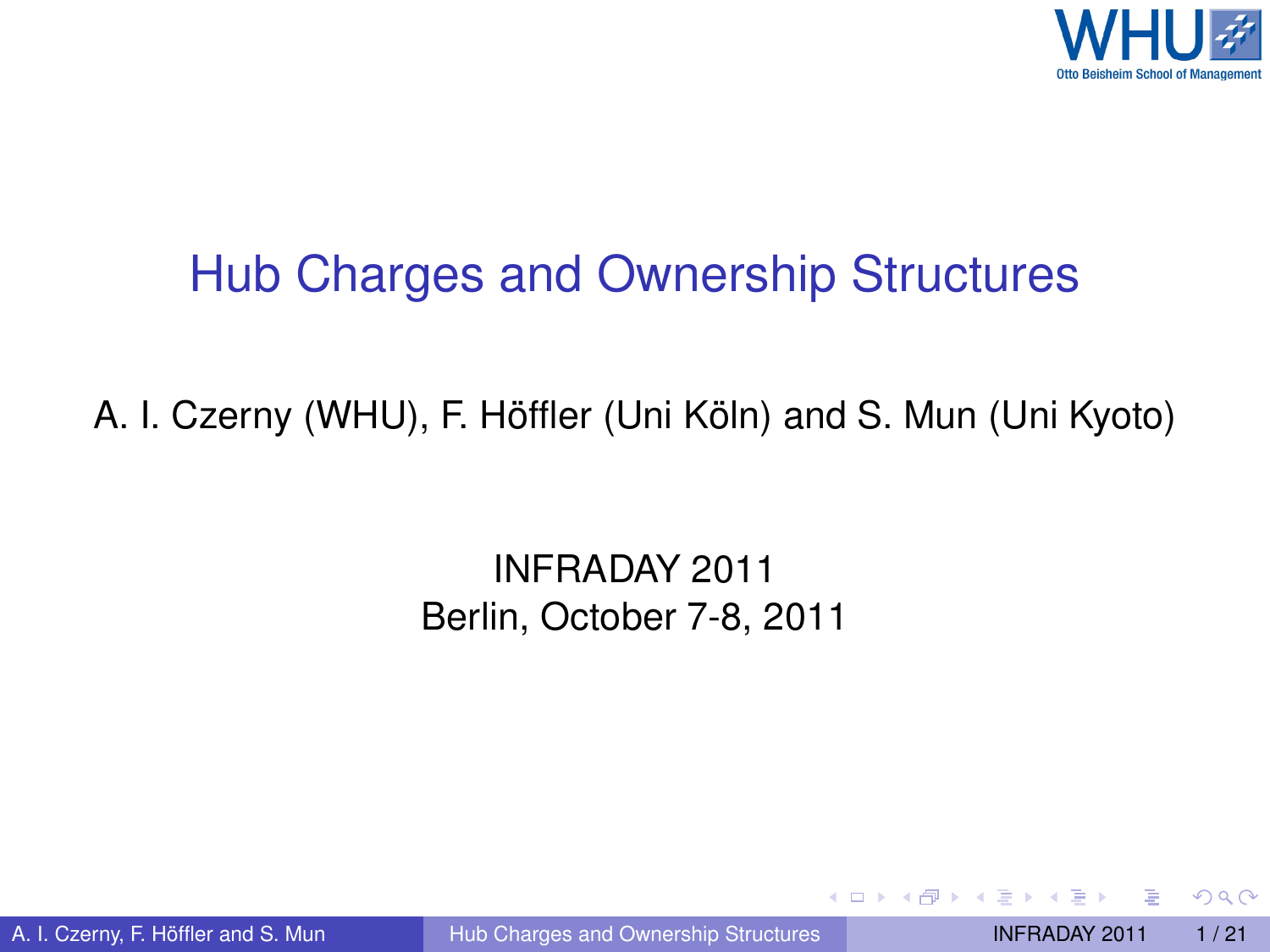# Hub Charges and Ownership Structures

A. I. Czerny (WHU), F. Höffler (Uni Köln) and S. Mun (Uni Kyoto)

INFRADAY 2011
Berlin, October 7-8, 2011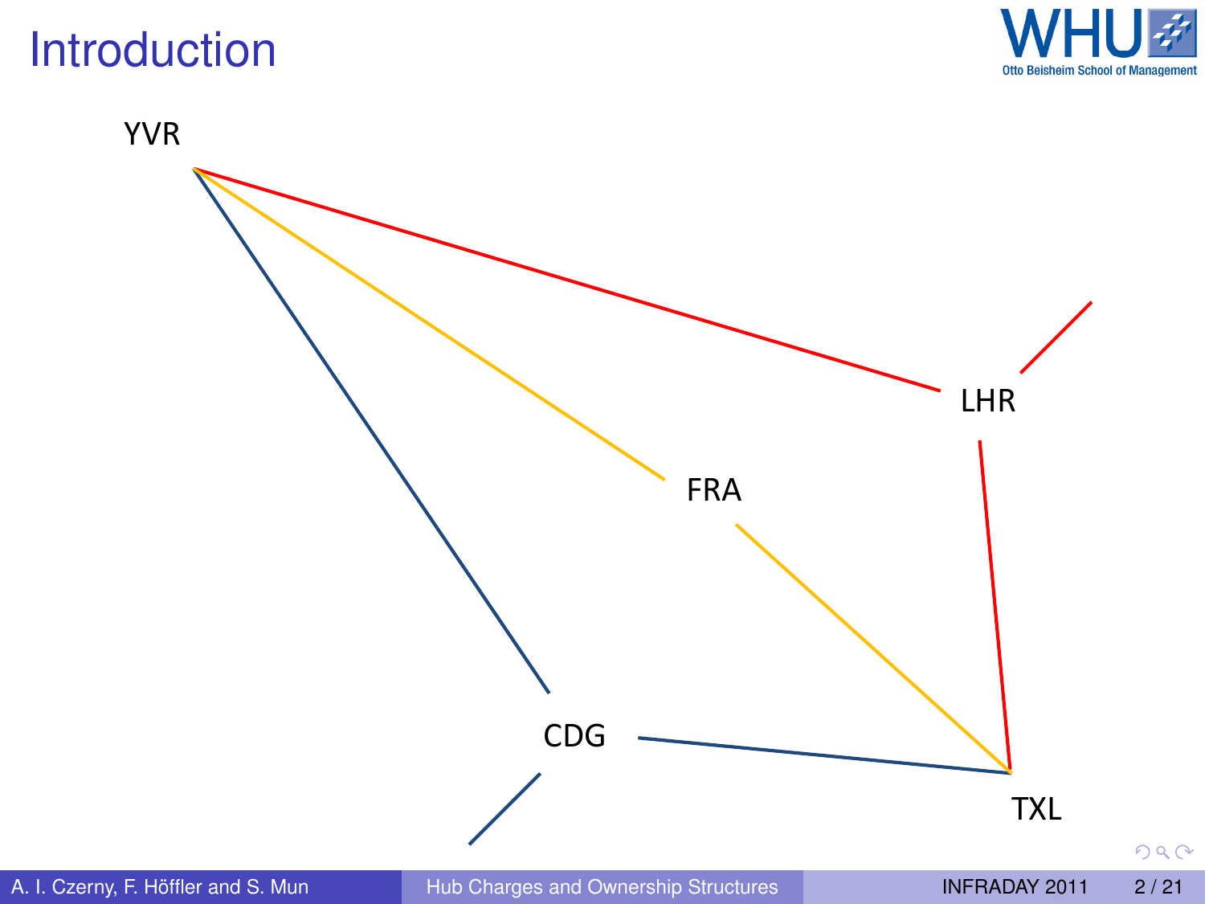# Introduction

YVR

LHR

FRA

CDG

TXL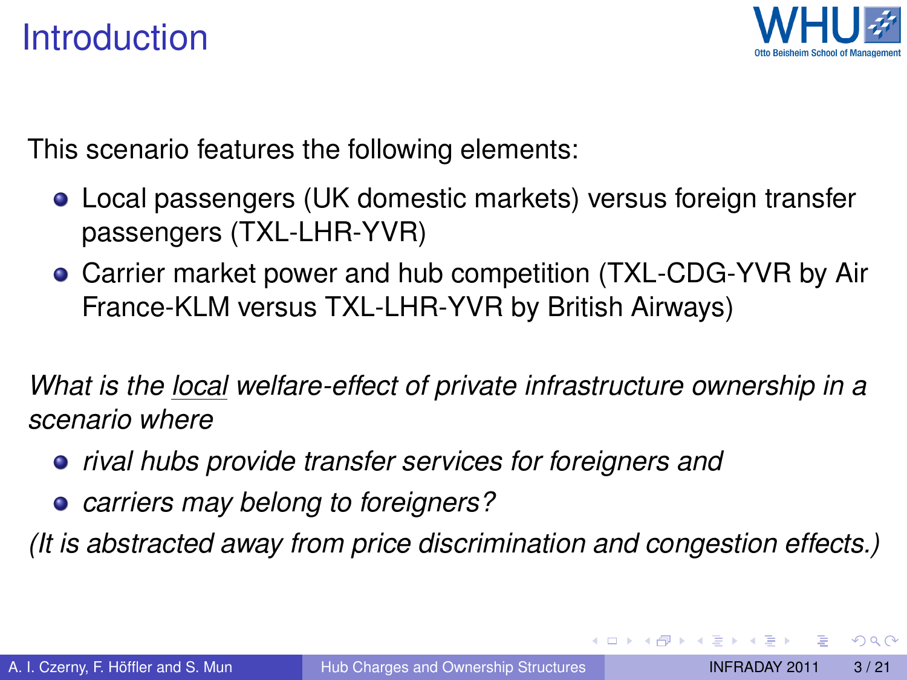# Introduction

This scenario features the following elements:

- Local passengers (UK domestic markets) versus foreign transfer passengers (TXL-LHR-YVR)
- Carrier market power and hub competition (TXL-CDG-YVR by Air France-KLM versus TXL-LHR-YVR by British Airways)

*What is the local welfare-effect of private infrastructure ownership in a scenario where*

- *rival hubs provide transfer services for foreigners and*
- *carriers may belong to foreigners?*

*(It is abstracted away from price discrimination and congestion effects.)*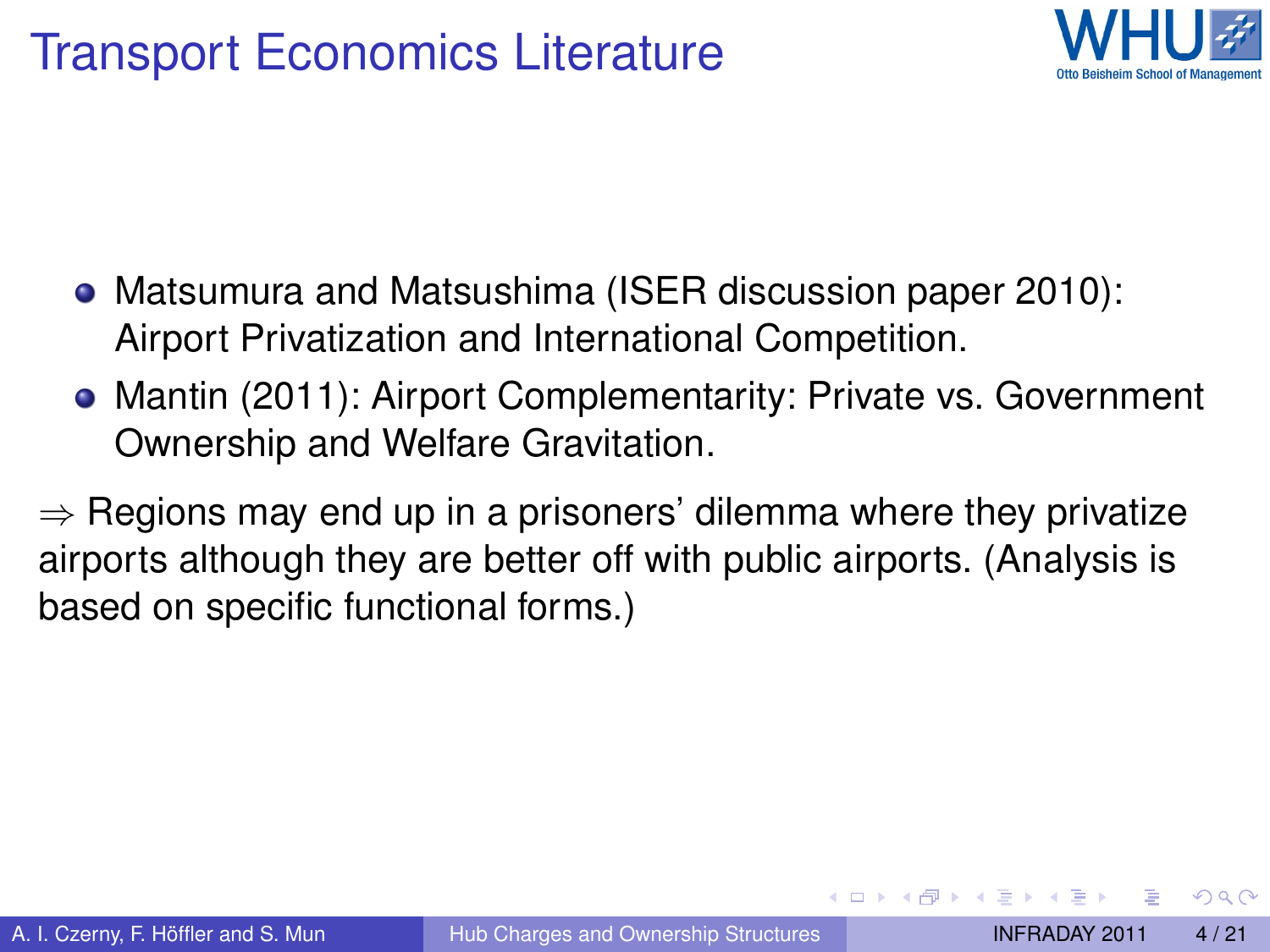# Transport Economics Literature

- Matsumura and Matsushima (ISER discussion paper 2010): Airport Privatization and International Competition.
- Mantin (2011): Airport Complementarity: Private vs. Government Ownership and Welfare Gravitation.

$\Rightarrow$ Regions may end up in a prisoners' dilemma where they privatize airports although they are better off with public airports. (Analysis is based on specific functional forms.)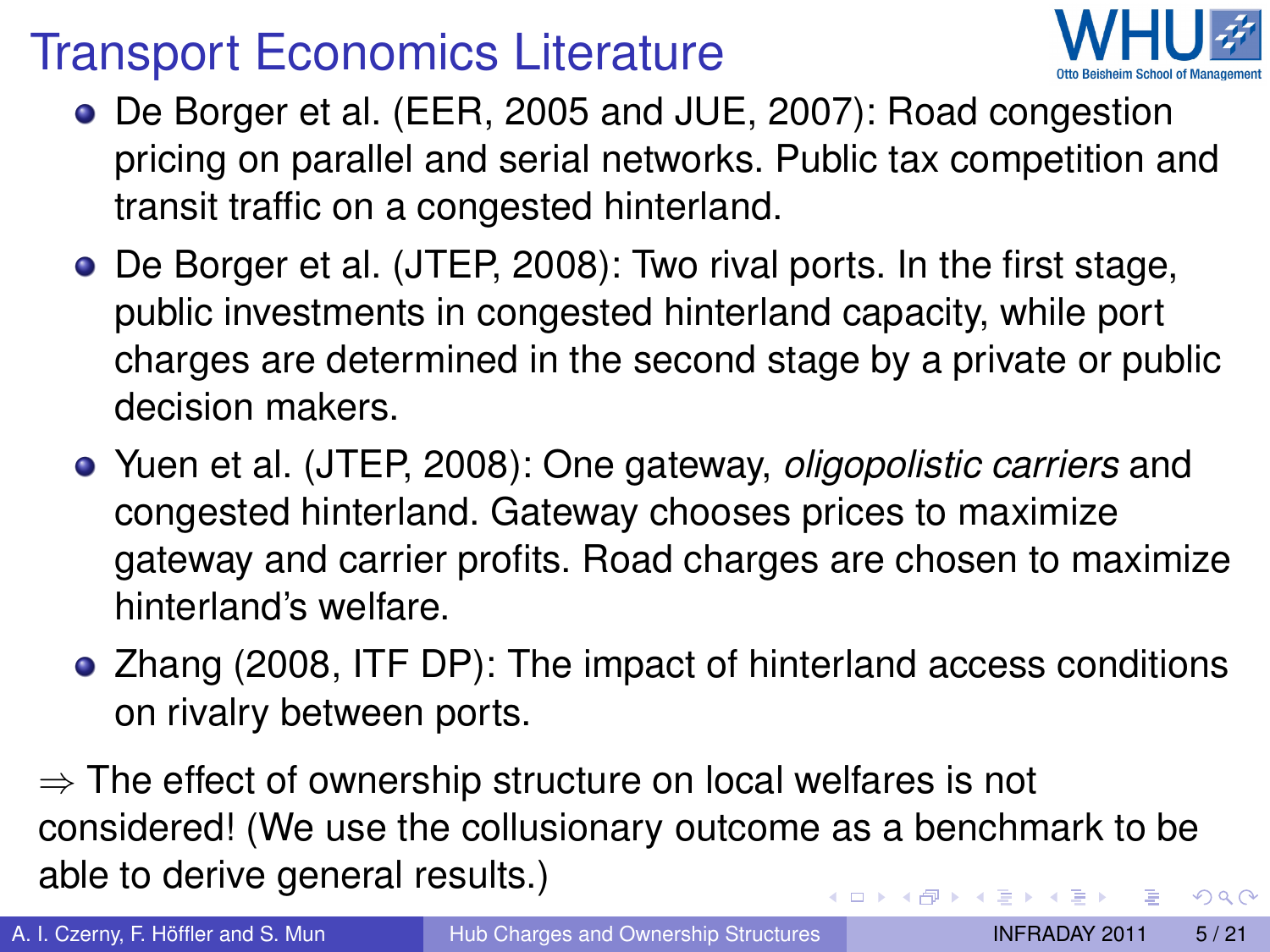# Transport Economics Literature

- De Borger et al. (EER, 2005 and JUE, 2007): Road congestion pricing on parallel and serial networks. Public tax competition and transit traffic on a congested hinterland.
- De Borger et al. (JTEP, 2008): Two rival ports. In the first stage, public investments in congested hinterland capacity, while port charges are determined in the second stage by a private or public decision makers.
- Yuen et al. (JTEP, 2008): One gateway, *oligopolistic carriers* and congested hinterland. Gateway chooses prices to maximize gateway and carrier profits. Road charges are chosen to maximize hinterland's welfare.
- Zhang (2008, ITF DP): The impact of hinterland access conditions on rivalry between ports.

$\Rightarrow$ The effect of ownership structure on local welfares is not considered! (We use the collusionary outcome as a benchmark to be able to derive general results.)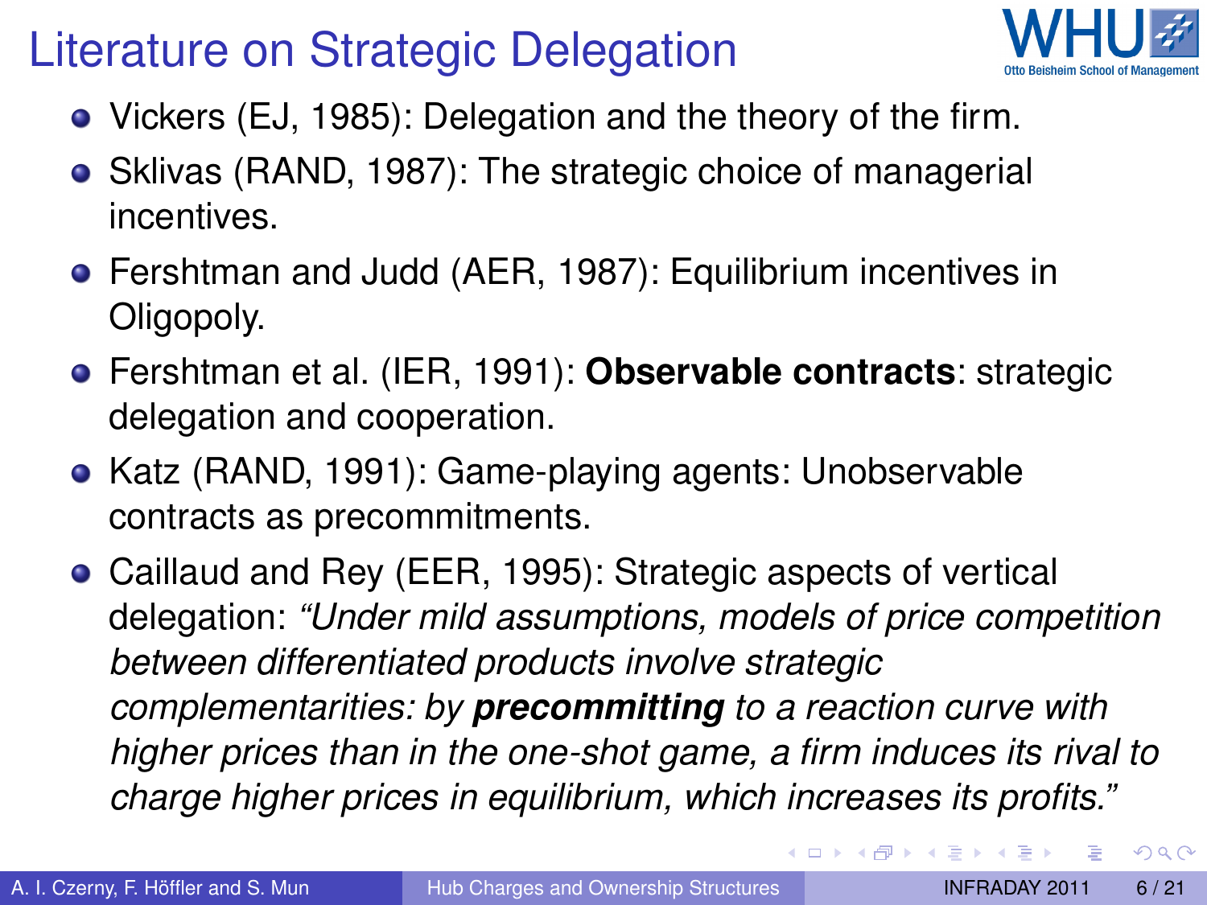# Literature on Strategic Delegation

- Vickers (EJ, 1985): Delegation and the theory of the firm.
- Sklivas (RAND, 1987): The strategic choice of managerial incentives.
- Fershtman and Judd (AER, 1987): Equilibrium incentives in Oligopoly.
- Fershtman et al. (IER, 1991): **Observable contracts**: strategic delegation and cooperation.
- Katz (RAND, 1991): Game-playing agents: Unobservable contracts as precommitments.
- Caillaud and Rey (EER, 1995): Strategic aspects of vertical delegation: *"Under mild assumptions, models of price competition between differentiated products involve strategic complementarities: by* ***precommitting*** *to a reaction curve with higher prices than in the one-shot game, a firm induces its rival to charge higher prices in equilibrium, which increases its profits."*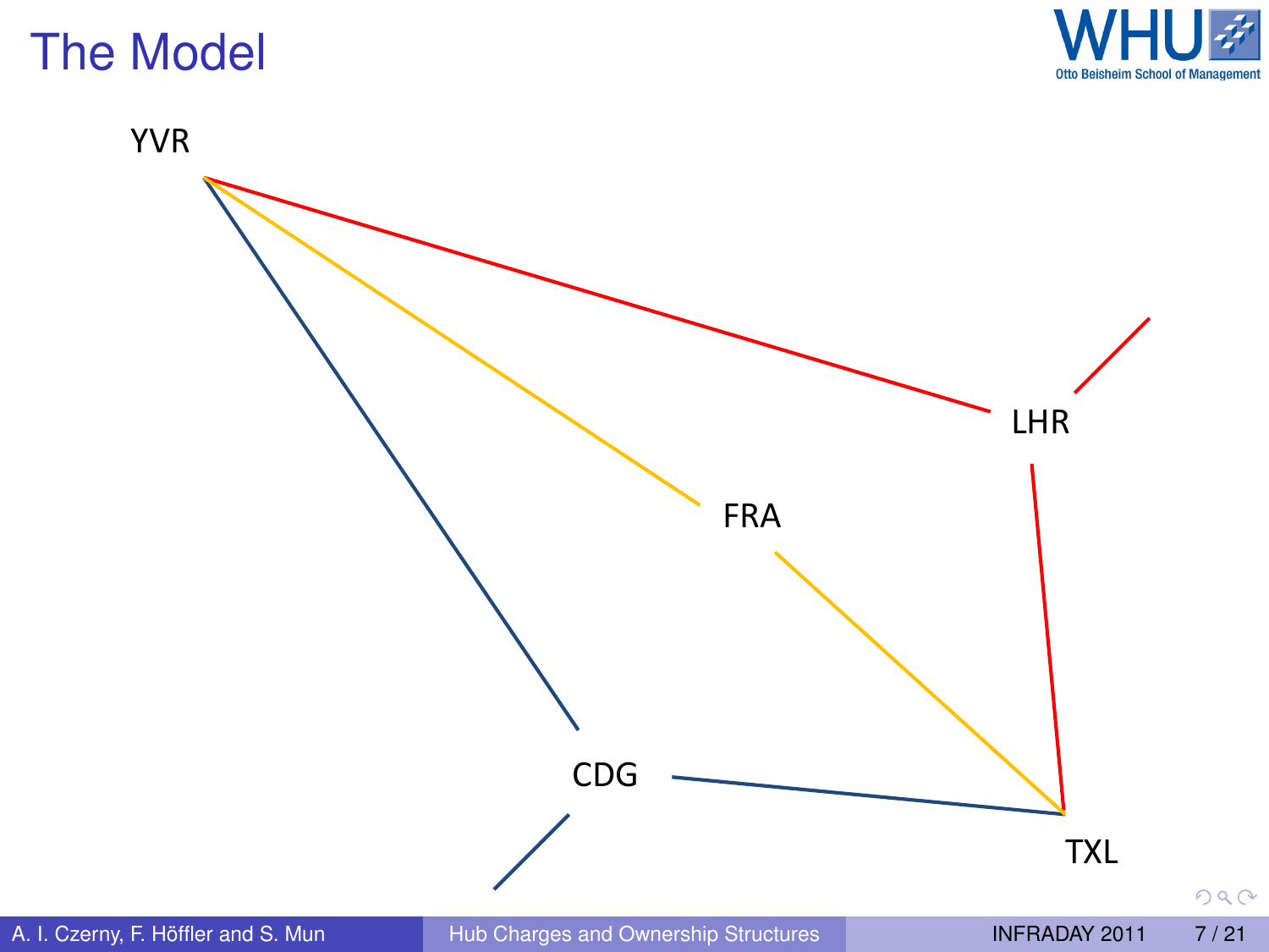# The Model

YVR

LHR

FRA

CDG

TXL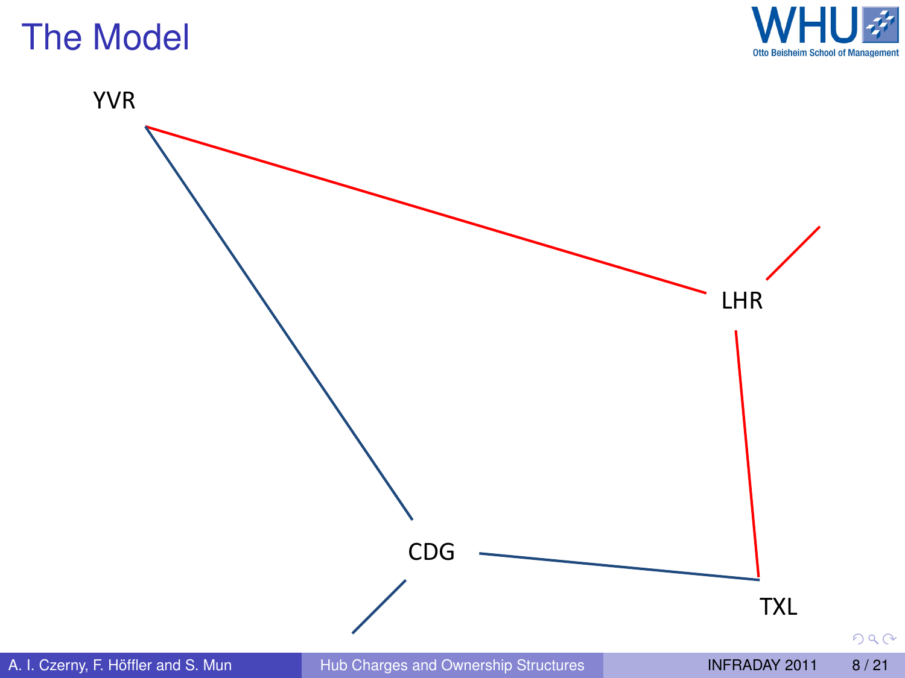# The Model

YVR

LHR

CDG

TXL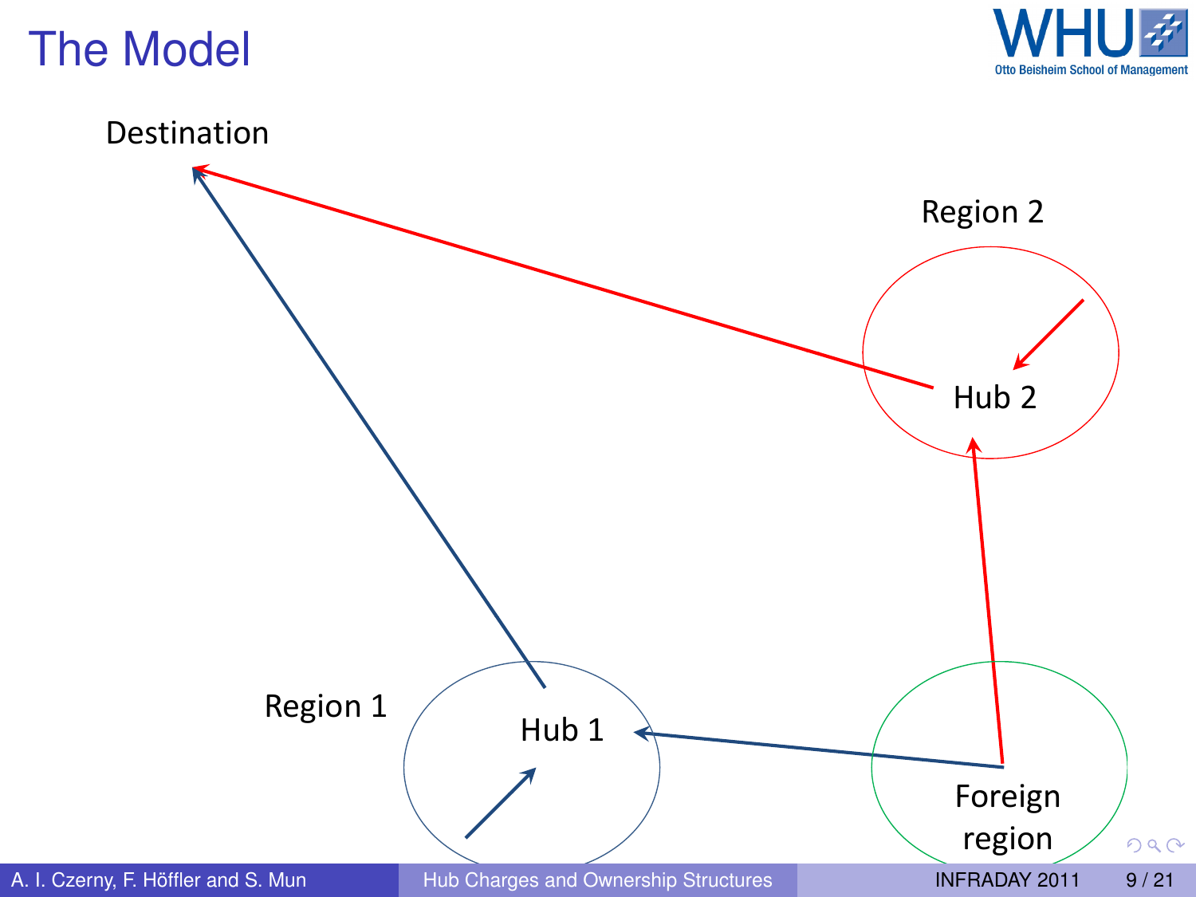# The Model

Destination

Region 2

Hub 2

Region 1

Hub 1

Foreign region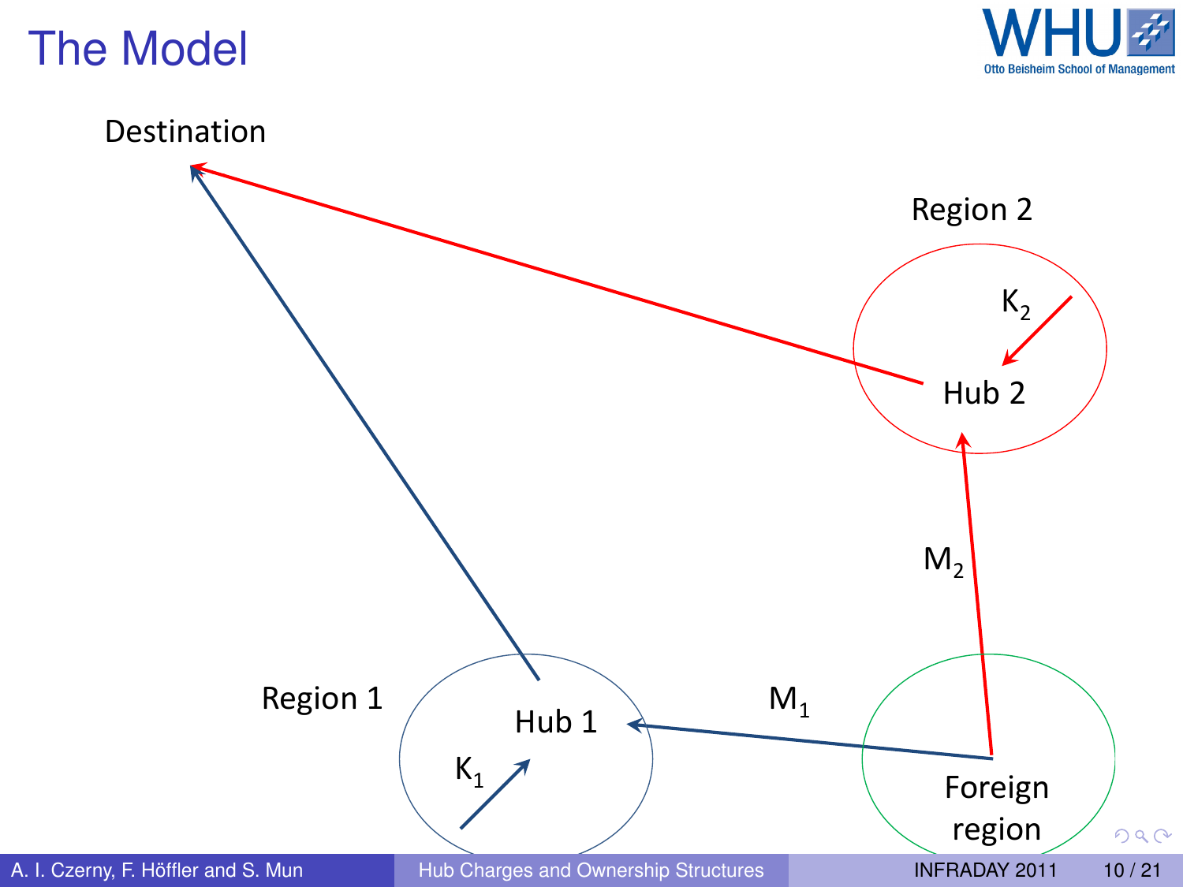# The Model

Destination

Region 2

$K_2$

Hub 2

$M_2$

Region 1

Hub 1

$M_1$

$K_1$

Foreign region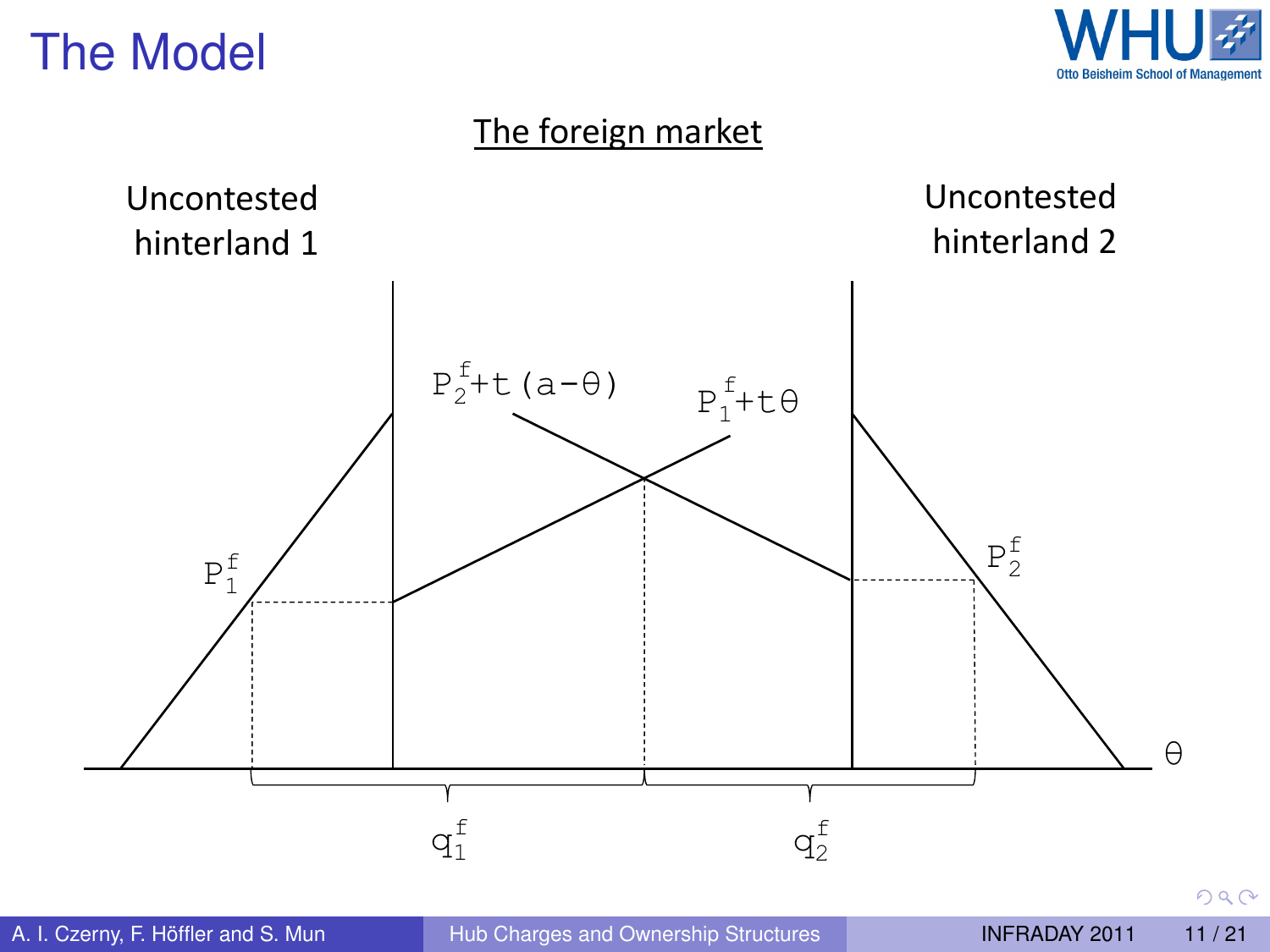# The Model

The foreign market

Uncontested hinterland 1

Uncontested hinterland 2

$P_2^f + t(a - \theta)$

$P_1^f + t\theta$

$P_1^f$

$P_2^f$

$\theta$

$q_1^f$

$q_2^f$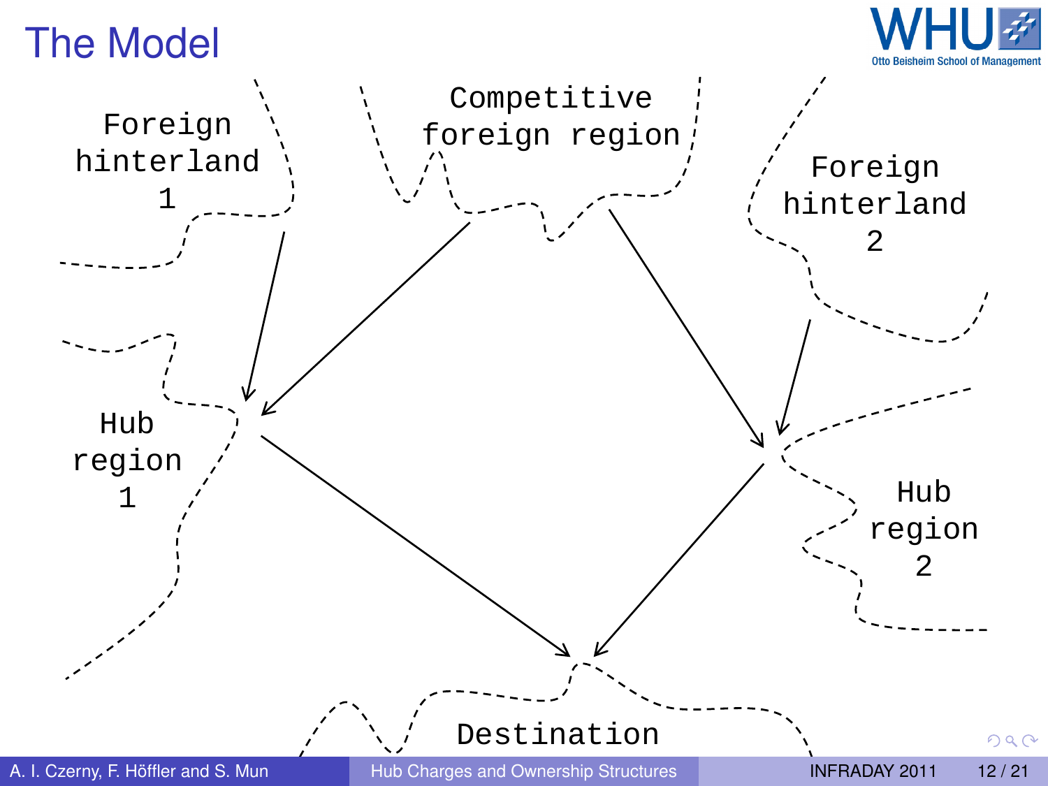# The Model

Foreign hinterland 1

Competitive foreign region

Foreign hinterland 2

Hub region 1

Hub region 2

Destination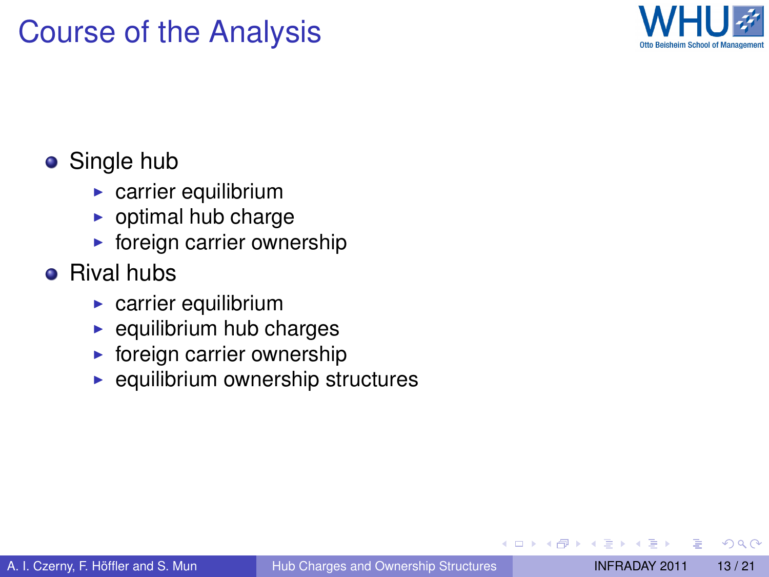# Course of the Analysis

- Single hub
  - carrier equilibrium
  - optimal hub charge
  - foreign carrier ownership
- Rival hubs
  - carrier equilibrium
  - equilibrium hub charges
  - foreign carrier ownership
  - equilibrium ownership structures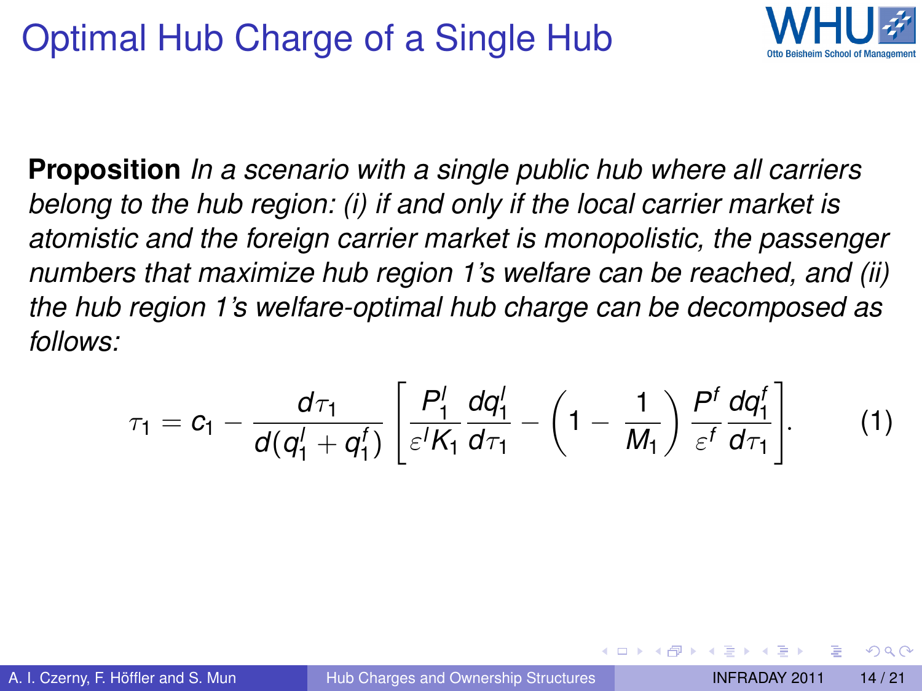# Optimal Hub Charge of a Single Hub

**Proposition** *In a scenario with a single public hub where all carriers belong to the hub region: (i) if and only if the local carrier market is atomistic and the foreign carrier market is monopolistic, the passenger numbers that maximize hub region 1's welfare can be reached, and (ii) the hub region 1's welfare-optimal hub charge can be decomposed as follows:*

$$\tau_1 = c_1 - \frac{d\tau_1}{d(q_1^l + q_1^f)} \left[ \frac{P_1^l}{\varepsilon^l K_1} \frac{dq_1^l}{d\tau_1} - \left(1 - \frac{1}{M_1}\right) \frac{P^f}{\varepsilon^f} \frac{dq_1^f}{d\tau_1} \right]. \qquad (1)$$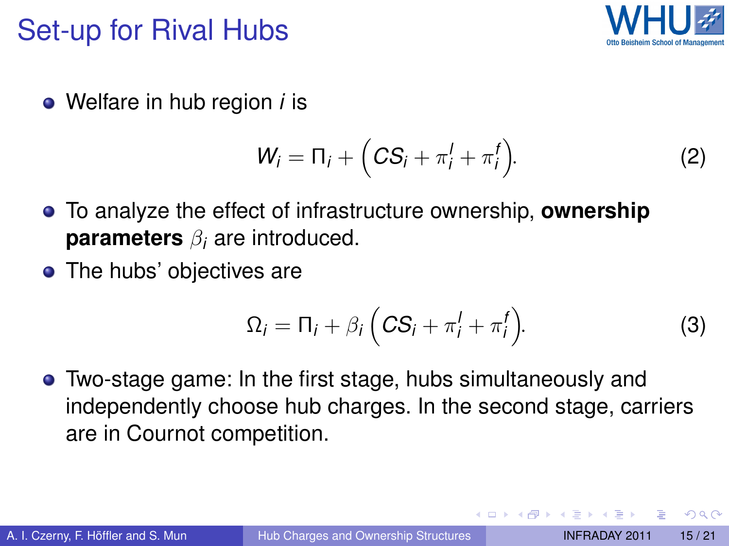# Set-up for Rival Hubs

- Welfare in hub region $i$ is

$$W_i = \Pi_i + \left( CS_i + \pi_i^l + \pi_i^f \right). \tag{2}$$

- To analyze the effect of infrastructure ownership, **ownership parameters** $\beta_i$ are introduced.
- The hubs' objectives are

$$\Omega_i = \Pi_i + \beta_i \left( CS_i + \pi_i^l + \pi_i^f \right). \tag{3}$$

- Two-stage game: In the first stage, hubs simultaneously and independently choose hub charges. In the second stage, carriers are in Cournot competition.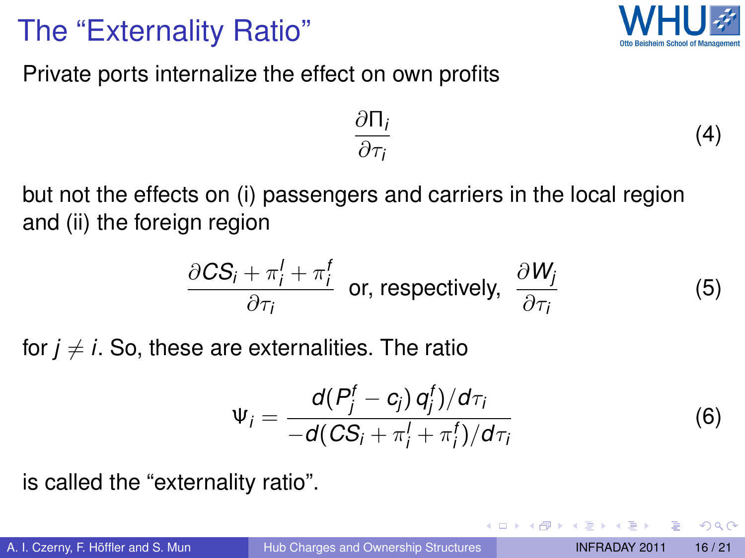# The "Externality Ratio"

Private ports internalize the effect on own profits

$$\frac{\partial \Pi_i}{\partial \tau_i} \tag{4}$$

but not the effects on (i) passengers and carriers in the local region and (ii) the foreign region

$$\frac{\partial CS_i + \pi_i^l + \pi_i^f}{\partial \tau_i} \quad \text{or, respectively,} \quad \frac{\partial W_j}{\partial \tau_i} \tag{5}$$

for $j \neq i$. So, these are externalities. The ratio

$$\Psi_i = \frac{d(P_j^f - c_j)\, q_j^f)/d\tau_i}{-d(CS_i + \pi_i^l + \pi_i^f)/d\tau_i} \tag{6}$$

is called the "externality ratio".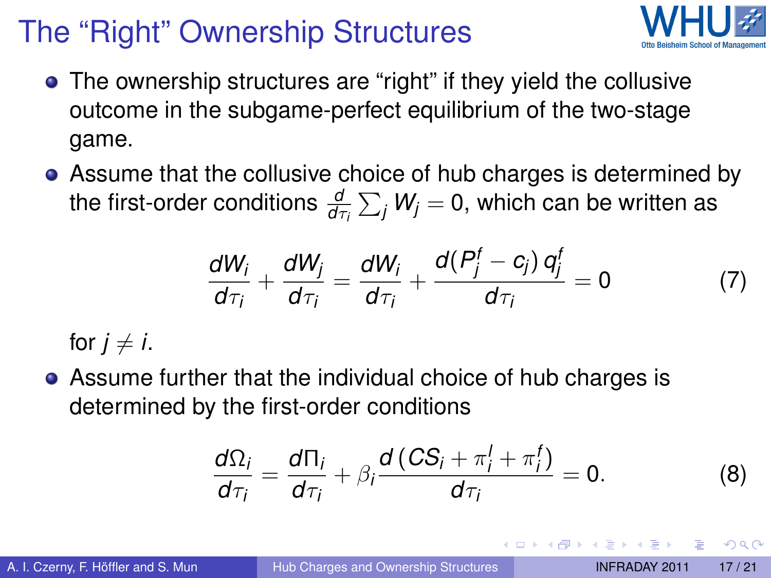# The "Right" Ownership Structures

- The ownership structures are "right" if they yield the collusive outcome in the subgame-perfect equilibrium of the two-stage game.
- Assume that the collusive choice of hub charges is determined by the first-order conditions $\frac{d}{d\tau_i}\sum_j W_j = 0$, which can be written as

$$\frac{dW_i}{d\tau_i} + \frac{dW_j}{d\tau_i} = \frac{dW_i}{d\tau_i} + \frac{d(P_j^f - c_j)\, q_j^f}{d\tau_i} = 0 \tag{7}$$

  for $j \neq i$.
- Assume further that the individual choice of hub charges is determined by the first-order conditions

$$\frac{d\Omega_i}{d\tau_i} = \frac{d\Pi_i}{d\tau_i} + \beta_i \frac{d\left(CS_i + \pi_i^l + \pi_i^f\right)}{d\tau_i} = 0. \tag{8}$$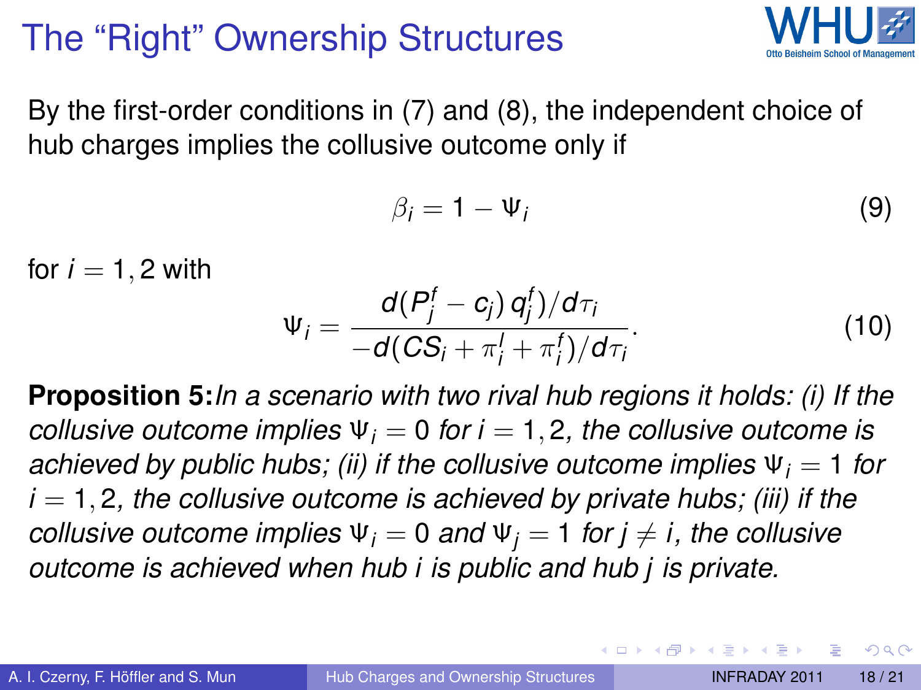# The "Right" Ownership Structures

By the first-order conditions in (7) and (8), the independent choice of hub charges implies the collusive outcome only if

$$\beta_i = 1 - \Psi_i \tag{9}$$

for $i = 1, 2$ with

$$\Psi_i = \frac{d(P_j^f - c_j)\, q_j^f)/d\tau_i}{-d(CS_i + \pi_i^l + \pi_i^f)/d\tau_i}. \tag{10}$$

**Proposition 5:** *In a scenario with two rival hub regions it holds: (i) If the collusive outcome implies $\Psi_i = 0$ for $i = 1, 2$, the collusive outcome is achieved by public hubs; (ii) if the collusive outcome implies $\Psi_i = 1$ for $i = 1, 2$, the collusive outcome is achieved by private hubs; (iii) if the collusive outcome implies $\Psi_i = 0$ and $\Psi_j = 1$ for $j \neq i$, the collusive outcome is achieved when hub i is public and hub j is private.*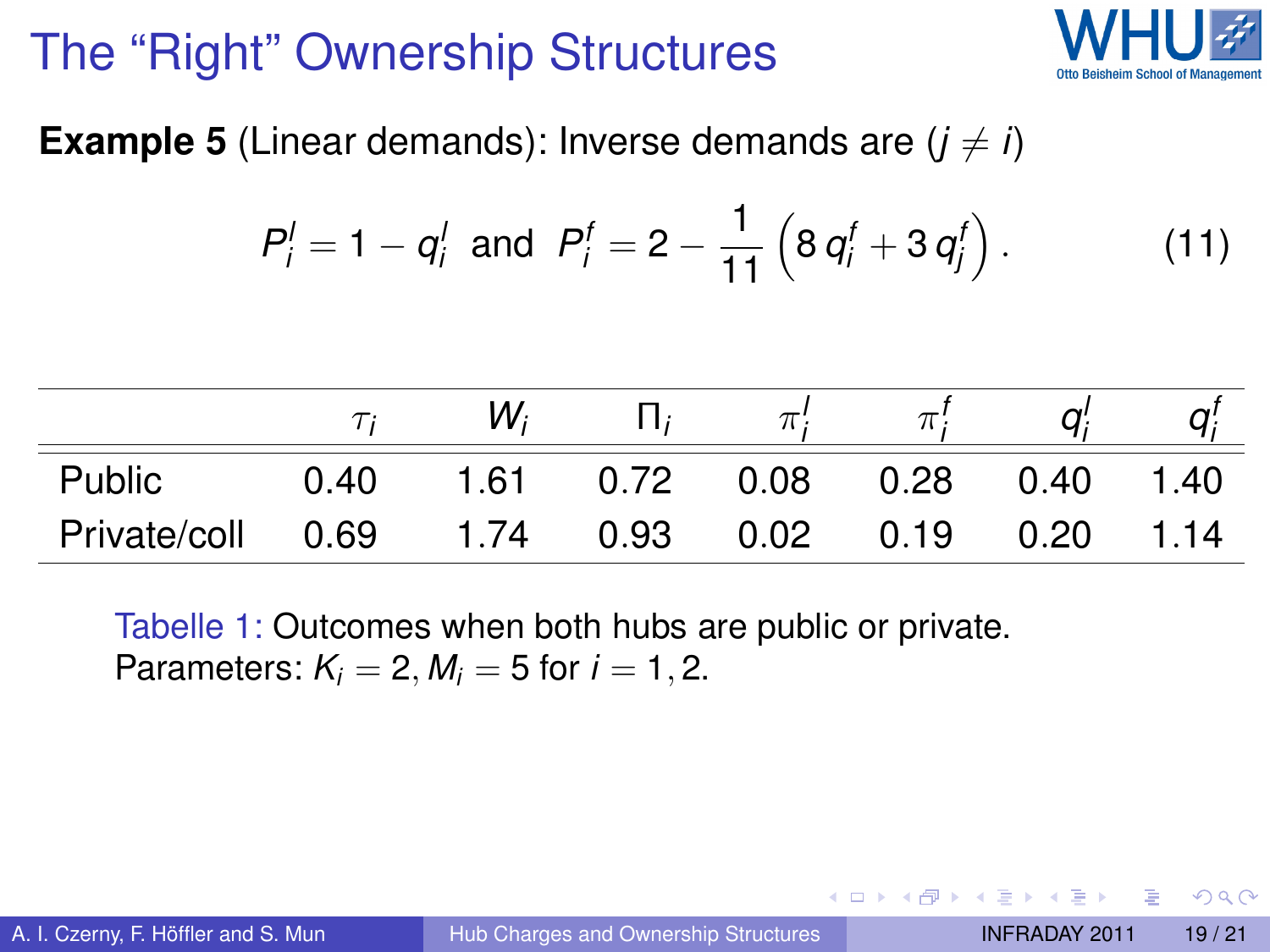# The "Right" Ownership Structures

**Example 5** (Linear demands): Inverse demands are ($j \neq i$)

$$P_i^l = 1 - q_i^l \;\text{ and }\; P_i^f = 2 - \frac{1}{11}\left(8\, q_i^f + 3\, q_j^f\right). \tag{11}$$

| | $\tau_i$ | $W_i$ | $\Pi_i$ | $\pi_i^l$ | $\pi_i^f$ | $q_i^l$ | $q_i^f$ |
|---|---|---|---|---|---|---|---|
| Public | 0.40 | 1.61 | 0.72 | 0.08 | 0.28 | 0.40 | 1.40 |
| Private/coll | 0.69 | 1.74 | 0.93 | 0.02 | 0.19 | 0.20 | 1.14 |

Tabelle 1: Outcomes when both hubs are public or private. Parameters: $K_i = 2, M_i = 5$ for $i = 1, 2$.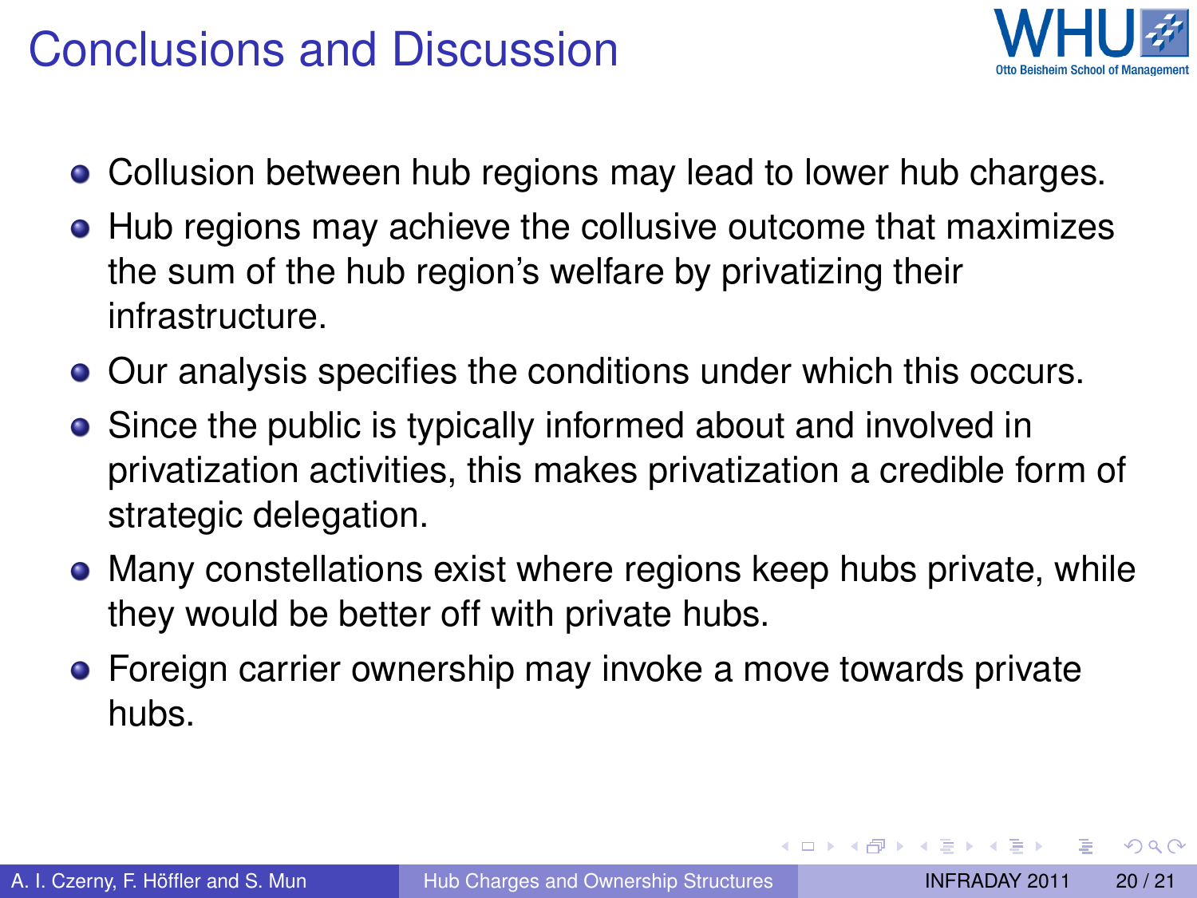# Conclusions and Discussion

- Collusion between hub regions may lead to lower hub charges.
- Hub regions may achieve the collusive outcome that maximizes the sum of the hub region's welfare by privatizing their infrastructure.
- Our analysis specifies the conditions under which this occurs.
- Since the public is typically informed about and involved in privatization activities, this makes privatization a credible form of strategic delegation.
- Many constellations exist where regions keep hubs private, while they would be better off with private hubs.
- Foreign carrier ownership may invoke a move towards private hubs.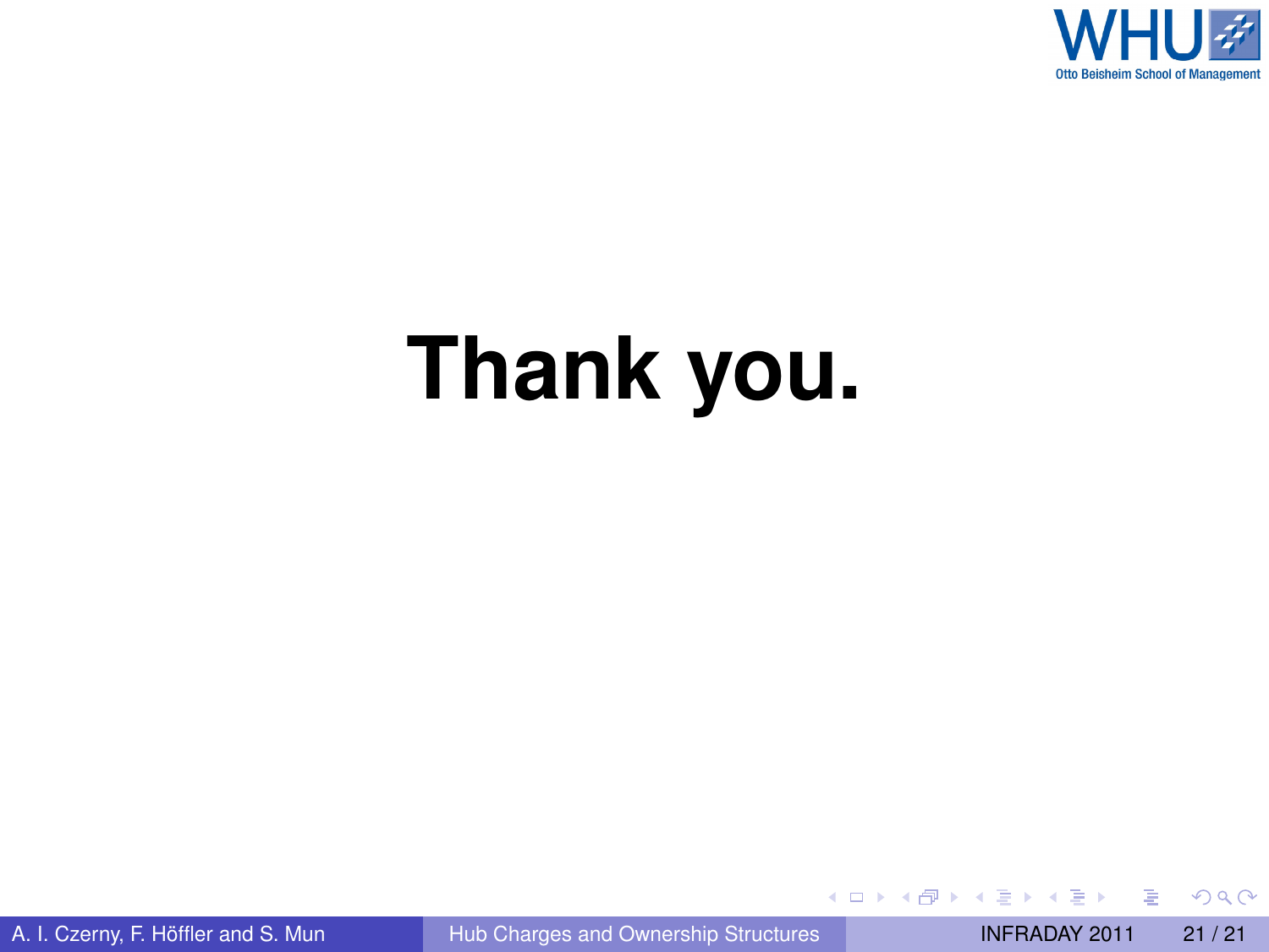# Thank you.